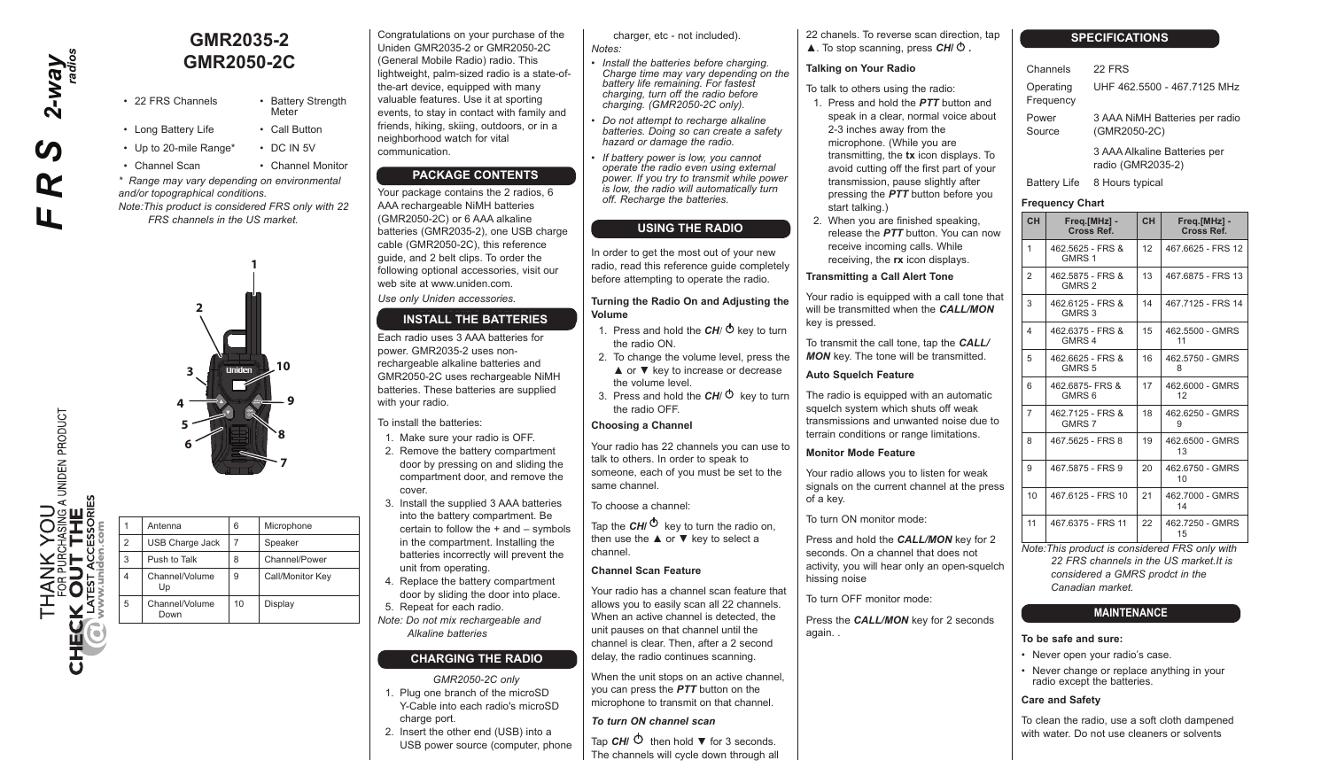# GMR2035-2
# GMR2050-2C

FRS 2-way radios

- 22 FRS Channels
- Battery Strength Meter
- Long Battery Life
- Call Button
- Up to 20-mile Range*
- DC IN 5V
- Channel Scan
- Channel Monitor

*\* Range may vary depending on environmental and/or topographical conditions.*

*Note:This product is considered FRS only with 22 FRS channels in the US market.*

1
2
3
10
4
9
5
8
6
7

| | | | |
|---|---|---|---|
| 1 | Antenna | 6 | Microphone |
| 2 | USB Charge Jack | 7 | Speaker |
| 3 | Push to Talk | 8 | Channel/Power |
| 4 | Channel/Volume Up | 9 | Call/Monitor Key |
| 5 | Channel/Volume Down | 10 | Display |

THANK YOU FOR PURCHASING A UNIDEN PRODUCT
CHECK OUT THE LATEST ACCESSORIES
www.uniden.com

Congratulations on your purchase of the Uniden GMR2035-2 or GMR2050-2C (General Mobile Radio) radio. This lightweight, palm-sized radio is a state-of-the-art device, equipped with many valuable features. Use it at sporting events, to stay in contact with family and friends, hiking, skiing, outdoors, or in a neighborhood watch for vital communication.

## PACKAGE CONTENTS

Your package contains the 2 radios, 6 AAA rechargeable NiMH batteries (GMR2050-2C) or 6 AAA alkaline batteries (GMR2035-2), one USB charge cable (GMR2050-2C), this reference guide, and 2 belt clips. To order the following optional accessories, visit our web site at www.uniden.com.

*Use only Uniden accessories.*

## INSTALL THE BATTERIES

Each radio uses 3 AAA batteries for power. GMR2035-2 uses non-rechargeable alkaline batteries and GMR2050-2C uses rechargeable NiMH batteries. These batteries are supplied with your radio.

To install the batteries:

1. Make sure your radio is OFF.
2. Remove the battery compartment door by pressing on and sliding the compartment door, and remove the cover.
3. Install the supplied 3 AAA batteries into the battery compartment. Be certain to follow the + and – symbols in the compartment. Installing the batteries incorrectly will prevent the unit from operating.
4. Replace the battery compartment door by sliding the door into place.
5. Repeat for each radio.

*Note: Do not mix rechargeable and Alkaline batteries*

## CHARGING THE RADIO

*GMR2050-2C only*

1. Plug one branch of the microSD Y-Cable into each radio's microSD charge port.
2. Insert the other end (USB) into a USB power source (computer, phone charger, etc - not included).

*Notes:*

- *Install the batteries before charging. Charge time may vary depending on the battery life remaining. For fastest charging, turn off the radio before charging. (GMR2050-2C only).*
- *Do not attempt to recharge alkaline batteries. Doing so can create a safety hazard or damage the radio.*
- *If battery power is low, you cannot operate the radio even using external power. If you try to transmit while power is low, the radio will automatically turn off. Recharge the batteries.*

## USING THE RADIO

In order to get the most out of your new radio, read this reference guide completely before attempting to operate the radio.

### Turning the Radio On and Adjusting the Volume

1. Press and hold the ***CH/*** ⏻ key to turn the radio ON.
2. To change the volume level, press the ▲ or ▼ key to increase or decrease the volume level.
3. Press and hold the ***CH/*** ⏻ key to turn the radio OFF.

### Choosing a Channel

Your radio has 22 channels you can use to talk to others. In order to speak to someone, each of you must be set to the same channel.

To choose a channel:

Tap the ***CH/*** ⏻ key to turn the radio on, then use the ▲ or ▼ key to select a channel.

### Channel Scan Feature

Your radio has a channel scan feature that allows you to easily scan all 22 channels. When an active channel is detected, the unit pauses on that channel until the channel is clear. Then, after a 2 second delay, the radio continues scanning.

When the unit stops on an active channel, you can press the ***PTT*** button on the microphone to transmit on that channel.

***To turn ON channel scan***

Tap ***CH/*** ⏻ then hold ▼ for 3 seconds. The channels will cycle down through all 22 chanels. To reverse scan direction, tap ▲. To stop scanning, press ***CH/*** ⏻ **.**

### Talking on Your Radio

To talk to others using the radio:

1. Press and hold the ***PTT*** button and speak in a clear, normal voice about 2-3 inches away from the microphone. (While you are transmitting, the **tx** icon displays. To avoid cutting off the first part of your transmission, pause slightly after pressing the ***PTT*** button before you start talking.)
2. When you are finished speaking, release the ***PTT*** button. You can now receive incoming calls. While receiving, the **rx** icon displays.

### Transmitting a Call Alert Tone

Your radio is equipped with a call tone that will be transmitted when the ***CALL/MON*** key is pressed.

To transmit the call tone, tap the ***CALL/MON*** key. The tone will be transmitted.

### Auto Squelch Feature

The radio is equipped with an automatic squelch system which shuts off weak transmissions and unwanted noise due to terrain conditions or range limitations.

### Monitor Mode Feature

Your radio allows you to listen for weak signals on the current channel at the press of a key.

To turn ON monitor mode:

Press and hold the ***CALL/MON*** key for 2 seconds. On a channel that does not activity, you will hear only an open-squelch hissing noise

To turn OFF monitor mode:

Press the ***CALL/MON*** key for 2 seconds again. .

## SPECIFICATIONS

| | |
|---|---|
| Channels | 22 FRS |
| Operating Frequency | UHF 462.5500 - 467.7125 MHz |
| Power Source | 3 AAA NiMH Batteries per radio (GMR2050-2C) |
| | 3 AAA Alkaline Batteries per radio (GMR2035-2) |
| Battery Life | 8 Hours typical |

### Frequency Chart

| CH | Freq.[MHz] - Cross Ref. | CH | Freq.[MHz] - Cross Ref. |
|---|---|---|---|
| 1 | 462.5625 - FRS & GMRS 1 | 12 | 467.6625 - FRS 12 |
| 2 | 462.5875 - FRS & GMRS 2 | 13 | 467.6875 - FRS 13 |
| 3 | 462.6125 - FRS & GMRS 3 | 14 | 467.7125 - FRS 14 |
| 4 | 462.6375 - FRS & GMRS 4 | 15 | 462.5500 - GMRS 11 |
| 5 | 462.6625 - FRS & GMRS 5 | 16 | 462.5750 - GMRS 8 |
| 6 | 462.6875- FRS & GMRS 6 | 17 | 462.6000 - GMRS 12 |
| 7 | 462.7125 - FRS & GMRS 7 | 18 | 462.6250 - GMRS 9 |
| 8 | 467.5625 - FRS 8 | 19 | 462.6500 - GMRS 13 |
| 9 | 467.5875 - FRS 9 | 20 | 462.6750 - GMRS 10 |
| 10 | 467.6125 - FRS 10 | 21 | 462.7000 - GMRS 14 |
| 11 | 467.6375 - FRS 11 | 22 | 462.7250 - GMRS 15 |

*Note:This product is considered FRS only with 22 FRS channels in the US market.It is considered a GMRS prodct in the Canadian market.*

## MAINTENANCE

**To be safe and sure:**

- Never open your radio's case.
- Never change or replace anything in your radio except the batteries.

**Care and Safety**

To clean the radio, use a soft cloth dampened with water. Do not use cleaners or solvents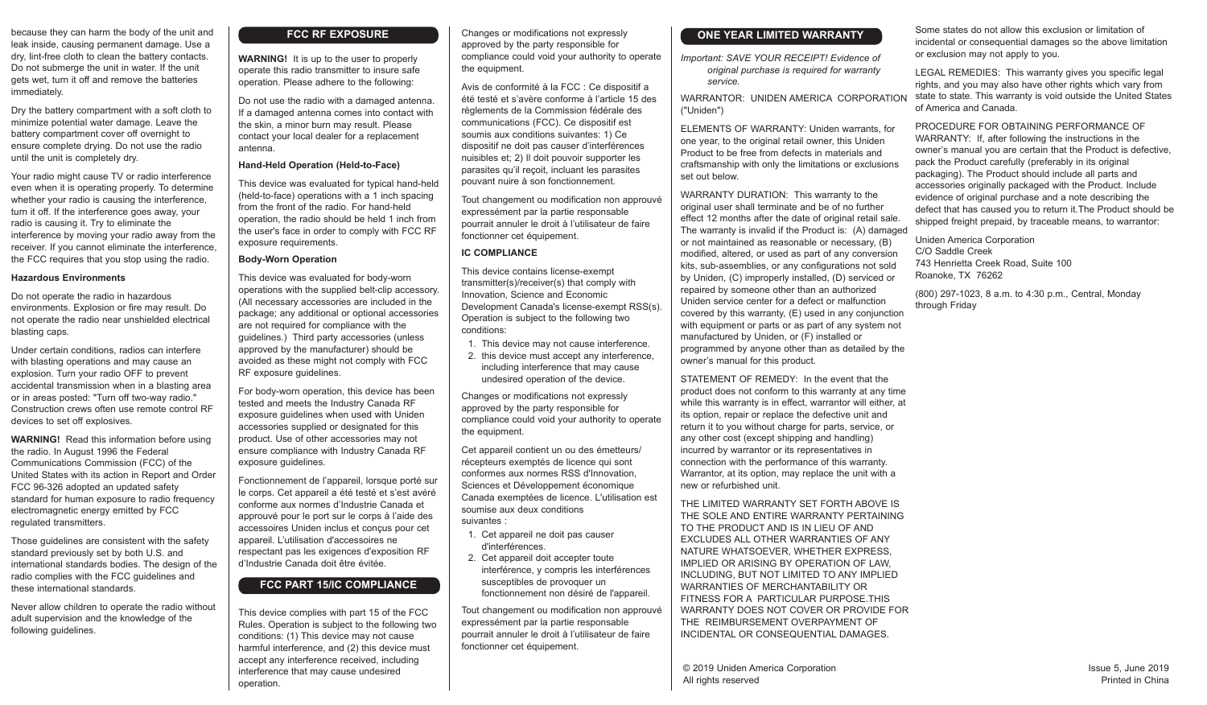because they can harm the body of the unit and leak inside, causing permanent damage. Use a dry, lint-free cloth to clean the battery contacts. Do not submerge the unit in water. If the unit gets wet, turn it off and remove the batteries immediately.

Dry the battery compartment with a soft cloth to minimize potential water damage. Leave the battery compartment cover off overnight to ensure complete drying. Do not use the radio until the unit is completely dry.

Your radio might cause TV or radio interference even when it is operating properly. To determine whether your radio is causing the interference, turn it off. If the interference goes away, your radio is causing it. Try to eliminate the interference by moving your radio away from the receiver. If you cannot eliminate the interference, the FCC requires that you stop using the radio.

**Hazardous Environments**

Do not operate the radio in hazardous environments. Explosion or fire may result. Do not operate the radio near unshielded electrical blasting caps.

Under certain conditions, radios can interfere with blasting operations and may cause an explosion. Turn your radio OFF to prevent accidental transmission when in a blasting area or in areas posted: "Turn off two-way radio." Construction crews often use remote control RF devices to set off explosives.

**WARNING!** Read this information before using the radio. In August 1996 the Federal Communications Commission (FCC) of the United States with its action in Report and Order FCC 96-326 adopted an updated safety standard for human exposure to radio frequency electromagnetic energy emitted by FCC regulated transmitters.

Those guidelines are consistent with the safety standard previously set by both U.S. and international standards bodies. The design of the radio complies with the FCC guidelines and these international standards.

Never allow children to operate the radio without adult supervision and the knowledge of the following guidelines.

## FCC RF EXPOSURE

**WARNING!** It is up to the user to properly operate this radio transmitter to insure safe operation. Please adhere to the following:

Do not use the radio with a damaged antenna. If a damaged antenna comes into contact with the skin, a minor burn may result. Please contact your local dealer for a replacement antenna.

**Hand-Held Operation (Held-to-Face)**

This device was evaluated for typical hand-held (held-to-face) operations with a 1 inch spacing from the front of the radio. For hand-held operation, the radio should be held 1 inch from the user's face in order to comply with FCC RF exposure requirements.

**Body-Worn Operation**

This device was evaluated for body-worn operations with the supplied belt-clip accessory. (All necessary accessories are included in the package; any additional or optional accessories are not required for compliance with the guidelines.) Third party accessories (unless approved by the manufacturer) should be avoided as these might not comply with FCC RF exposure guidelines.

For body-worn operation, this device has been tested and meets the Industry Canada RF exposure guidelines when used with Uniden accessories supplied or designated for this product. Use of other accessories may not ensure compliance with Industry Canada RF exposure guidelines.

Fonctionnement de l'appareil, lorsque porté sur le corps. Cet appareil a été testé et s'est avéré conforme aux normes d'Industrie Canada et approuvé pour le port sur le corps à l'aide des accessoires Uniden inclus et conçus pour cet appareil. L'utilisation d'accessoires ne respectant pas les exigences d'exposition RF d'Industrie Canada doit être évitée.

## FCC PART 15/IC COMPLIANCE

This device complies with part 15 of the FCC Rules. Operation is subject to the following two conditions: (1) This device may not cause harmful interference, and (2) this device must accept any interference received, including interference that may cause undesired operation.

Changes or modifications not expressly approved by the party responsible for compliance could void your authority to operate the equipment.

Avis de conformité à la FCC : Ce dispositif a été testé et s'avère conforme à l'article 15 des règlements de la Commission fédérale des communications (FCC). Ce dispositif est soumis aux conditions suivantes: 1) Ce dispositif ne doit pas causer d'interférences nuisibles et; 2) Il doit pouvoir supporter les parasites qu'il reçoit, incluant les parasites pouvant nuire à son fonctionnement.

Tout changement ou modification non approuvé expressément par la partie responsable pourrait annuler le droit à l'utilisateur de faire fonctionner cet équipement.

**IC COMPLIANCE**

This device contains license-exempt transmitter(s)/receiver(s) that comply with Innovation, Science and Economic Development Canada's license-exempt RSS(s). Operation is subject to the following two conditions:

1. This device may not cause interference.
2. this device must accept any interference, including interference that may cause undesired operation of the device.

Changes or modifications not expressly approved by the party responsible for compliance could void your authority to operate the equipment.

Cet appareil contient un ou des émetteurs/récepteurs exemptés de licence qui sont conformes aux normes RSS d'Innovation, Sciences et Développement économique Canada exemptées de licence. L'utilisation est soumise aux deux conditions suivantes :

1. Cet appareil ne doit pas causer d'interférences.
2. Cet appareil doit accepter toute interférence, y compris les interférences susceptibles de provoquer un fonctionnement non désiré de l'appareil.

Tout changement ou modification non approuvé expressément par la partie responsable pourrait annuler le droit à l'utilisateur de faire fonctionner cet équipement.

## ONE YEAR LIMITED WARRANTY

*Important: SAVE YOUR RECEIPT! Evidence of original purchase is required for warranty service.*

WARRANTOR: UNIDEN AMERICA CORPORATION ("Uniden")

ELEMENTS OF WARRANTY: Uniden warrants, for one year, to the original retail owner, this Uniden Product to be free from defects in materials and craftsmanship with only the limitations or exclusions set out below.

WARRANTY DURATION: This warranty to the original user shall terminate and be of no further effect 12 months after the date of original retail sale. The warranty is invalid if the Product is: (A) damaged or not maintained as reasonable or necessary, (B) modified, altered, or used as part of any conversion kits, sub-assemblies, or any configurations not sold by Uniden, (C) improperly installed, (D) serviced or repaired by someone other than an authorized Uniden service center for a defect or malfunction covered by this warranty, (E) used in any conjunction with equipment or parts or as part of any system not manufactured by Uniden, or (F) installed or programmed by anyone other than as detailed by the owner's manual for this product.

STATEMENT OF REMEDY: In the event that the product does not conform to this warranty at any time while this warranty is in effect, warrantor will either, at its option, repair or replace the defective unit and return it to you without charge for parts, service, or any other cost (except shipping and handling) incurred by warrantor or its representatives in connection with the performance of this warranty. Warrantor, at its option, may replace the unit with a new or refurbished unit.

THE LIMITED WARRANTY SET FORTH ABOVE IS THE SOLE AND ENTIRE WARRANTY PERTAINING TO THE PRODUCT AND IS IN LIEU OF AND EXCLUDES ALL OTHER WARRANTIES OF ANY NATURE WHATSOEVER, WHETHER EXPRESS, IMPLIED OR ARISING BY OPERATION OF LAW, INCLUDING, BUT NOT LIMITED TO ANY IMPLIED WARRANTIES OF MERCHANTABILITY OR FITNESS FOR A PARTICULAR PURPOSE.THIS WARRANTY DOES NOT COVER OR PROVIDE FOR THE REIMBURSEMENT OVERPAYMENT OF INCIDENTAL OR CONSEQUENTIAL DAMAGES.

Some states do not allow this exclusion or limitation of incidental or consequential damages so the above limitation or exclusion may not apply to you.

LEGAL REMEDIES: This warranty gives you specific legal rights, and you may also have other rights which vary from state to state. This warranty is void outside the United States of America and Canada.

PROCEDURE FOR OBTAINING PERFORMANCE OF WARRANTY: If, after following the instructions in the owner's manual you are certain that the Product is defective, pack the Product carefully (preferably in its original packaging). The Product should include all parts and accessories originally packaged with the Product. Include evidence of original purchase and a note describing the defect that has caused you to return it.The Product should be shipped freight prepaid, by traceable means, to warrantor:

Uniden America Corporation
C/O Saddle Creek
743 Henrietta Creek Road, Suite 100
Roanoke, TX 76262

(800) 297-1023, 8 a.m. to 4:30 p.m., Central, Monday through Friday

© 2019 Uniden America Corporation
All rights reserved

Issue 5, June 2019
Printed in China